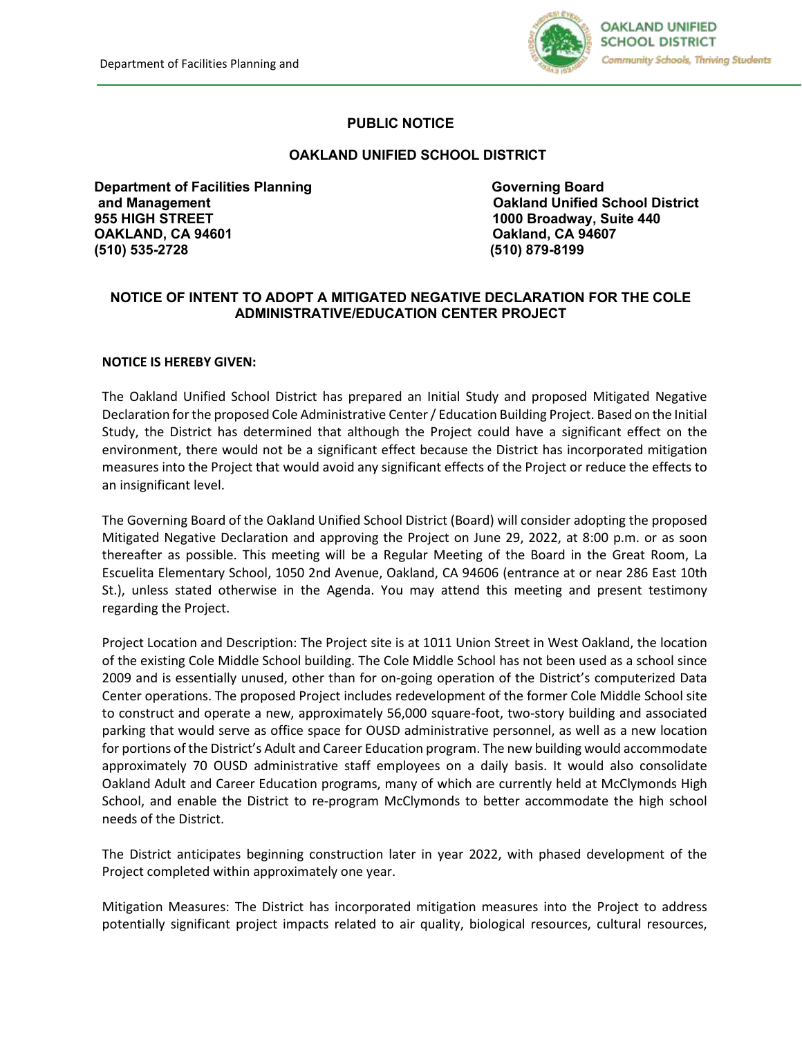**PUBLIC NOTICE**

**OAKLAND UNIFIED SCHOOL DISTRICT**

**Department of Facilities Planning and Management**
**955 HIGH STREET**
**OAKLAND, CA 94601**
**(510) 535-2728**

**Governing Board**
**Oakland Unified School District**
**1000 Broadway, Suite 440**
**Oakland, CA 94607**
**(510) 879-8199**

**NOTICE OF INTENT TO ADOPT A MITIGATED NEGATIVE DECLARATION FOR THE COLE ADMINISTRATIVE/EDUCATION CENTER PROJECT**

**NOTICE IS HEREBY GIVEN:**

The Oakland Unified School District has prepared an Initial Study and proposed Mitigated Negative Declaration for the proposed Cole Administrative Center / Education Building Project. Based on the Initial Study, the District has determined that although the Project could have a significant effect on the environment, there would not be a significant effect because the District has incorporated mitigation measures into the Project that would avoid any significant effects of the Project or reduce the effects to an insignificant level.

The Governing Board of the Oakland Unified School District (Board) will consider adopting the proposed Mitigated Negative Declaration and approving the Project on June 29, 2022, at 8:00 p.m. or as soon thereafter as possible. This meeting will be a Regular Meeting of the Board in the Great Room, La Escuelita Elementary School, 1050 2nd Avenue, Oakland, CA 94606 (entrance at or near 286 East 10th St.), unless stated otherwise in the Agenda. You may attend this meeting and present testimony regarding the Project.

Project Location and Description: The Project site is at 1011 Union Street in West Oakland, the location of the existing Cole Middle School building. The Cole Middle School has not been used as a school since 2009 and is essentially unused, other than for on-going operation of the District's computerized Data Center operations. The proposed Project includes redevelopment of the former Cole Middle School site to construct and operate a new, approximately 56,000 square-foot, two-story building and associated parking that would serve as office space for OUSD administrative personnel, as well as a new location for portions of the District's Adult and Career Education program. The new building would accommodate approximately 70 OUSD administrative staff employees on a daily basis. It would also consolidate Oakland Adult and Career Education programs, many of which are currently held at McClymonds High School, and enable the District to re-program McClymonds to better accommodate the high school needs of the District.

The District anticipates beginning construction later in year 2022, with phased development of the Project completed within approximately one year.

Mitigation Measures: The District has incorporated mitigation measures into the Project to address potentially significant project impacts related to air quality, biological resources, cultural resources,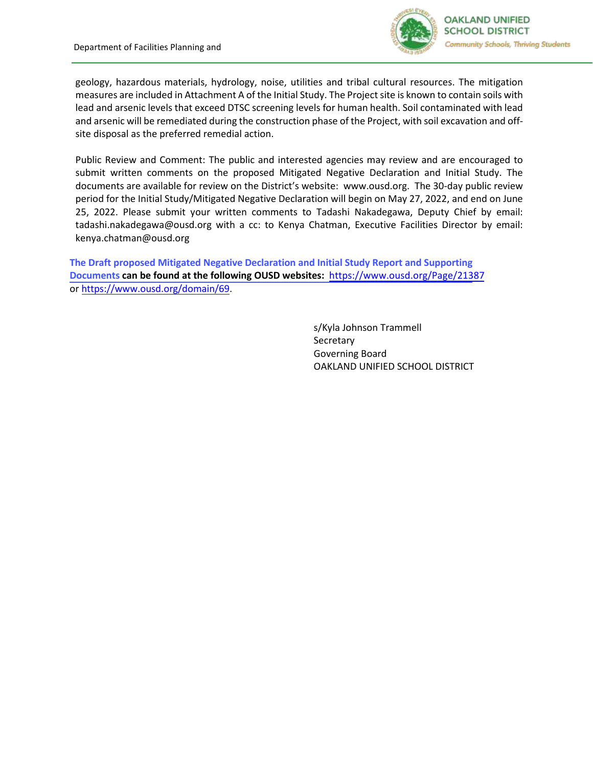geology, hazardous materials, hydrology, noise, utilities and tribal cultural resources. The mitigation measures are included in Attachment A of the Initial Study. The Project site is known to contain soils with lead and arsenic levels that exceed DTSC screening levels for human health. Soil contaminated with lead and arsenic will be remediated during the construction phase of the Project, with soil excavation and off-site disposal as the preferred remedial action.

Public Review and Comment: The public and interested agencies may review and are encouraged to submit written comments on the proposed Mitigated Negative Declaration and Initial Study. The documents are available for review on the District's website: www.ousd.org. The 30-day public review period for the Initial Study/Mitigated Negative Declaration will begin on May 27, 2022, and end on June 25, 2022. Please submit your written comments to Tadashi Nakadegawa, Deputy Chief by email: tadashi.nakadegawa@ousd.org with a cc: to Kenya Chatman, Executive Facilities Director by email: kenya.chatman@ousd.org

**The Draft proposed Mitigated Negative Declaration and Initial Study Report and Supporting Documents can be found at the following OUSD websites:** https://www.ousd.org/Page/21387 or https://www.ousd.org/domain/69.

s/Kyla Johnson Trammell
Secretary
Governing Board
OAKLAND UNIFIED SCHOOL DISTRICT